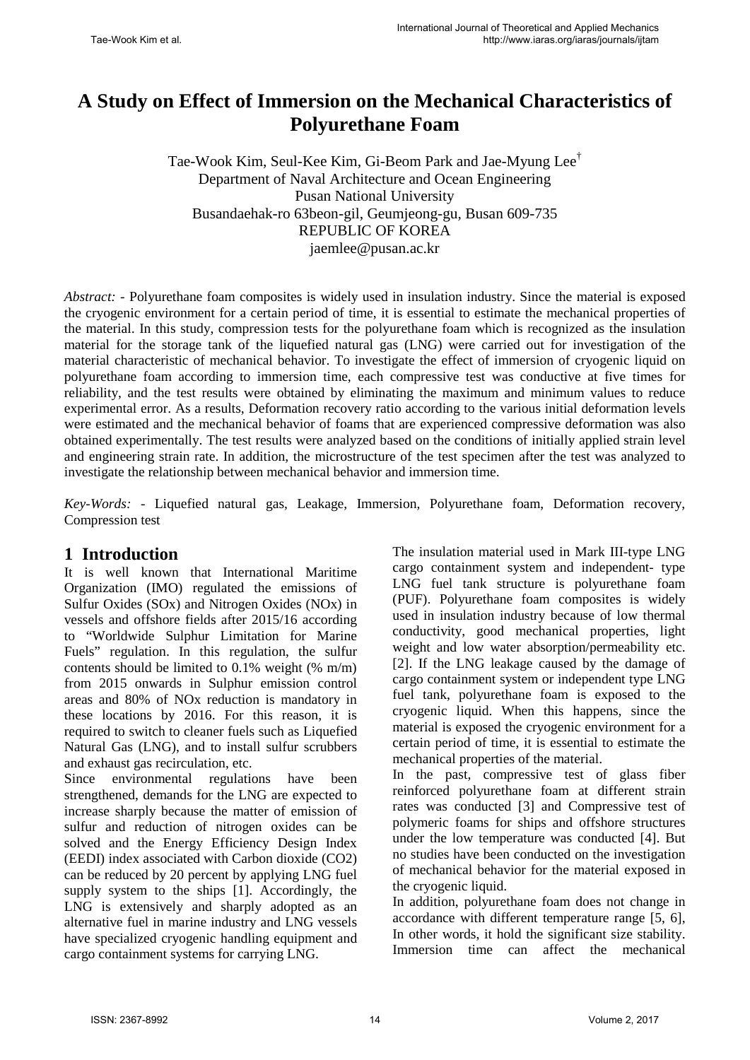# A Study on Effect of Immersion on the Mechanical Characteristics of Polyurethane Foam

Tae-Wook Kim, Seul-Kee Kim, Gi-Beom Park and Jae-Myung Lee[†]
Department of Naval Architecture and Ocean Engineering
Pusan National University
Busandaehak-ro 63beon-gil, Geumjeong-gu, Busan 609-735
REPUBLIC OF KOREA
jaemlee@pusan.ac.kr

*Abstract:* - Polyurethane foam composites is widely used in insulation industry. Since the material is exposed the cryogenic environment for a certain period of time, it is essential to estimate the mechanical properties of the material. In this study, compression tests for the polyurethane foam which is recognized as the insulation material for the storage tank of the liquefied natural gas (LNG) were carried out for investigation of the material characteristic of mechanical behavior. To investigate the effect of immersion of cryogenic liquid on polyurethane foam according to immersion time, each compressive test was conductive at five times for reliability, and the test results were obtained by eliminating the maximum and minimum values to reduce experimental error. As a results, Deformation recovery ratio according to the various initial deformation levels were estimated and the mechanical behavior of foams that are experienced compressive deformation was also obtained experimentally. The test results were analyzed based on the conditions of initially applied strain level and engineering strain rate. In addition, the microstructure of the test specimen after the test was analyzed to investigate the relationship between mechanical behavior and immersion time.

*Key-Words:* - Liquefied natural gas, Leakage, Immersion, Polyurethane foam, Deformation recovery, Compression test

## 1 Introduction

It is well known that International Maritime Organization (IMO) regulated the emissions of Sulfur Oxides (SOx) and Nitrogen Oxides (NOx) in vessels and offshore fields after 2015/16 according to "Worldwide Sulphur Limitation for Marine Fuels" regulation. In this regulation, the sulfur contents should be limited to 0.1% weight (% m/m) from 2015 onwards in Sulphur emission control areas and 80% of NOx reduction is mandatory in these locations by 2016. For this reason, it is required to switch to cleaner fuels such as Liquefied Natural Gas (LNG), and to install sulfur scrubbers and exhaust gas recirculation, etc.

Since environmental regulations have been strengthened, demands for the LNG are expected to increase sharply because the matter of emission of sulfur and reduction of nitrogen oxides can be solved and the Energy Efficiency Design Index (EEDI) index associated with Carbon dioxide ($CO_2$) can be reduced by 20 percent by applying LNG fuel supply system to the ships [1]. Accordingly, the LNG is extensively and sharply adopted as an alternative fuel in marine industry and LNG vessels have specialized cryogenic handling equipment and cargo containment systems for carrying LNG.

The insulation material used in Mark III-type LNG cargo containment system and independent- type LNG fuel tank structure is polyurethane foam (PUF). Polyurethane foam composites is widely used in insulation industry because of low thermal conductivity, good mechanical properties, light weight and low water absorption/permeability etc. [2]. If the LNG leakage caused by the damage of cargo containment system or independent type LNG fuel tank, polyurethane foam is exposed to the cryogenic liquid. When this happens, since the material is exposed the cryogenic environment for a certain period of time, it is essential to estimate the mechanical properties of the material.

In the past, compressive test of glass fiber reinforced polyurethane foam at different strain rates was conducted [3] and Compressive test of polymeric foams for ships and offshore structures under the low temperature was conducted [4]. But no studies have been conducted on the investigation of mechanical behavior for the material exposed in the cryogenic liquid.

In addition, polyurethane foam does not change in accordance with different temperature range [5, 6], In other words, it hold the significant size stability. Immersion time can affect the mechanical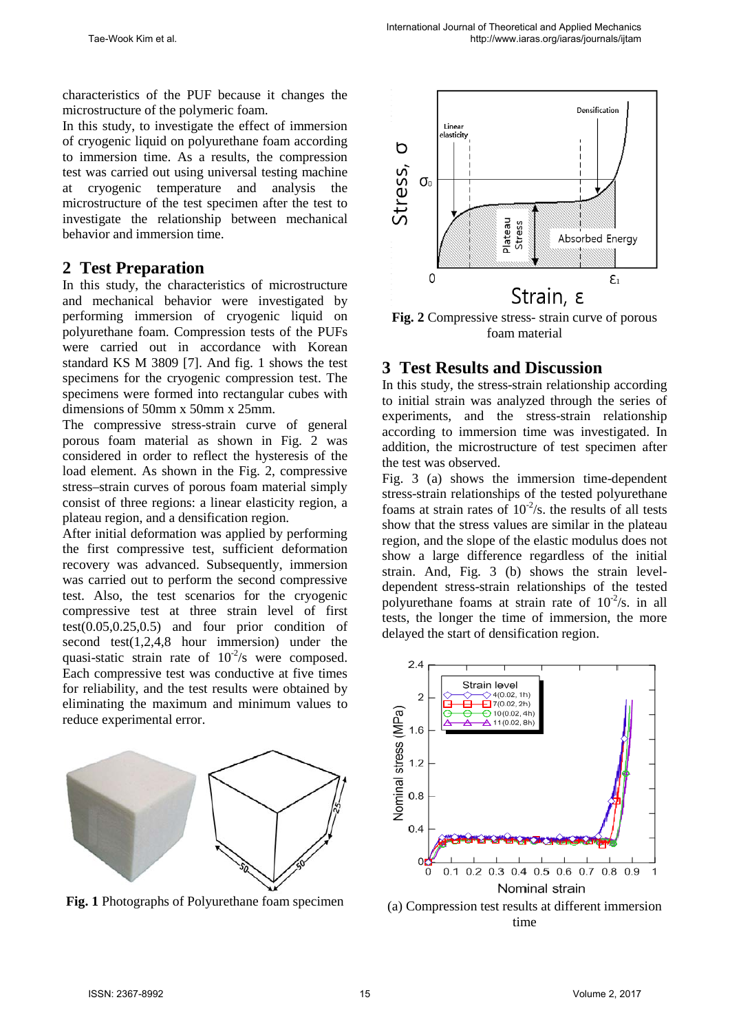characteristics of the PUF because it changes the microstructure of the polymeric foam.

In this study, to investigate the effect of immersion of cryogenic liquid on polyurethane foam according to immersion time. As a results, the compression test was carried out using universal testing machine at cryogenic temperature and analysis the microstructure of the test specimen after the test to investigate the relationship between mechanical behavior and immersion time.

## 2 Test Preparation

In this study, the characteristics of microstructure and mechanical behavior were investigated by performing immersion of cryogenic liquid on polyurethane foam. Compression tests of the PUFs were carried out in accordance with Korean standard KS M 3809 [7]. And fig. 1 shows the test specimens for the cryogenic compression test. The specimens were formed into rectangular cubes with dimensions of 50mm x 50mm x 25mm.

The compressive stress-strain curve of general porous foam material as shown in Fig. 2 was considered in order to reflect the hysteresis of the load element. As shown in the Fig. 2, compressive stress–strain curves of porous foam material simply consist of three regions: a linear elasticity region, a plateau region, and a densification region.

After initial deformation was applied by performing the first compressive test, sufficient deformation recovery was advanced. Subsequently, immersion was carried out to perform the second compressive test. Also, the test scenarios for the cryogenic compressive test at three strain level of first test(0.05,0.25,0.5) and four prior condition of second test(1,2,4,8 hour immersion) under the quasi-static strain rate of $10^{-2}$/s were composed. Each compressive test was conductive at five times for reliability, and the test results were obtained by eliminating the maximum and minimum values to reduce experimental error.

**Fig. 1** Photographs of Polyurethane foam specimen

**Fig. 2** Compressive stress- strain curve of porous foam material

## 3 Test Results and Discussion

In this study, the stress-strain relationship according to initial strain was analyzed through the series of experiments, and the stress-strain relationship according to immersion time was investigated. In addition, the microstructure of test specimen after the test was observed.

Fig. 3 (a) shows the immersion time-dependent stress-strain relationships of the tested polyurethane foams at strain rates of $10^{-2}$/s. the results of all tests show that the stress values are similar in the plateau region, and the slope of the elastic modulus does not show a large difference regardless of the initial strain. And, Fig. 3 (b) shows the strain level-dependent stress-strain relationships of the tested polyurethane foams at strain rate of $10^{-2}$/s. in all tests, the longer the time of immersion, the more delayed the start of densification region.

(a) Compression test results at different immersion time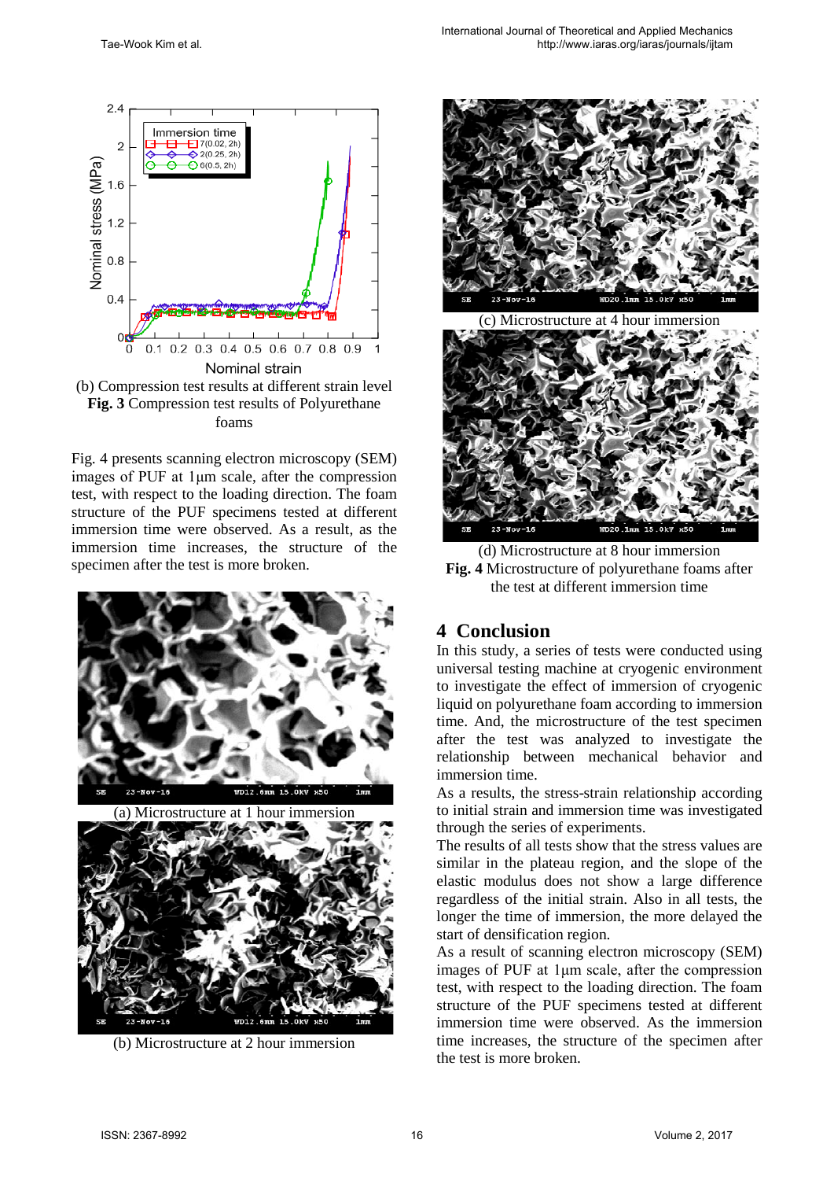(b) Compression test results at different strain level

**Fig. 3** Compression test results of Polyurethane foams

Fig. 4 presents scanning electron microscopy (SEM) images of PUF at 1μm scale, after the compression test, with respect to the loading direction. The foam structure of the PUF specimens tested at different immersion time were observed. As a result, as the immersion time increases, the structure of the specimen after the test is more broken.

(a) Microstructure at 1 hour immersion

(b) Microstructure at 2 hour immersion

(c) Microstructure at 4 hour immersion

(d) Microstructure at 8 hour immersion

**Fig. 4** Microstructure of polyurethane foams after the test at different immersion time

## 4 Conclusion

In this study, a series of tests were conducted using universal testing machine at cryogenic environment to investigate the effect of immersion of cryogenic liquid on polyurethane foam according to immersion time. And, the microstructure of the test specimen after the test was analyzed to investigate the relationship between mechanical behavior and immersion time.

As a results, the stress-strain relationship according to initial strain and immersion time was investigated through the series of experiments.

The results of all tests show that the stress values are similar in the plateau region, and the slope of the elastic modulus does not show a large difference regardless of the initial strain. Also in all tests, the longer the time of immersion, the more delayed the start of densification region.

As a result of scanning electron microscopy (SEM) images of PUF at 1μm scale, after the compression test, with respect to the loading direction. The foam structure of the PUF specimens tested at different immersion time were observed. As the immersion time increases, the structure of the specimen after the test is more broken.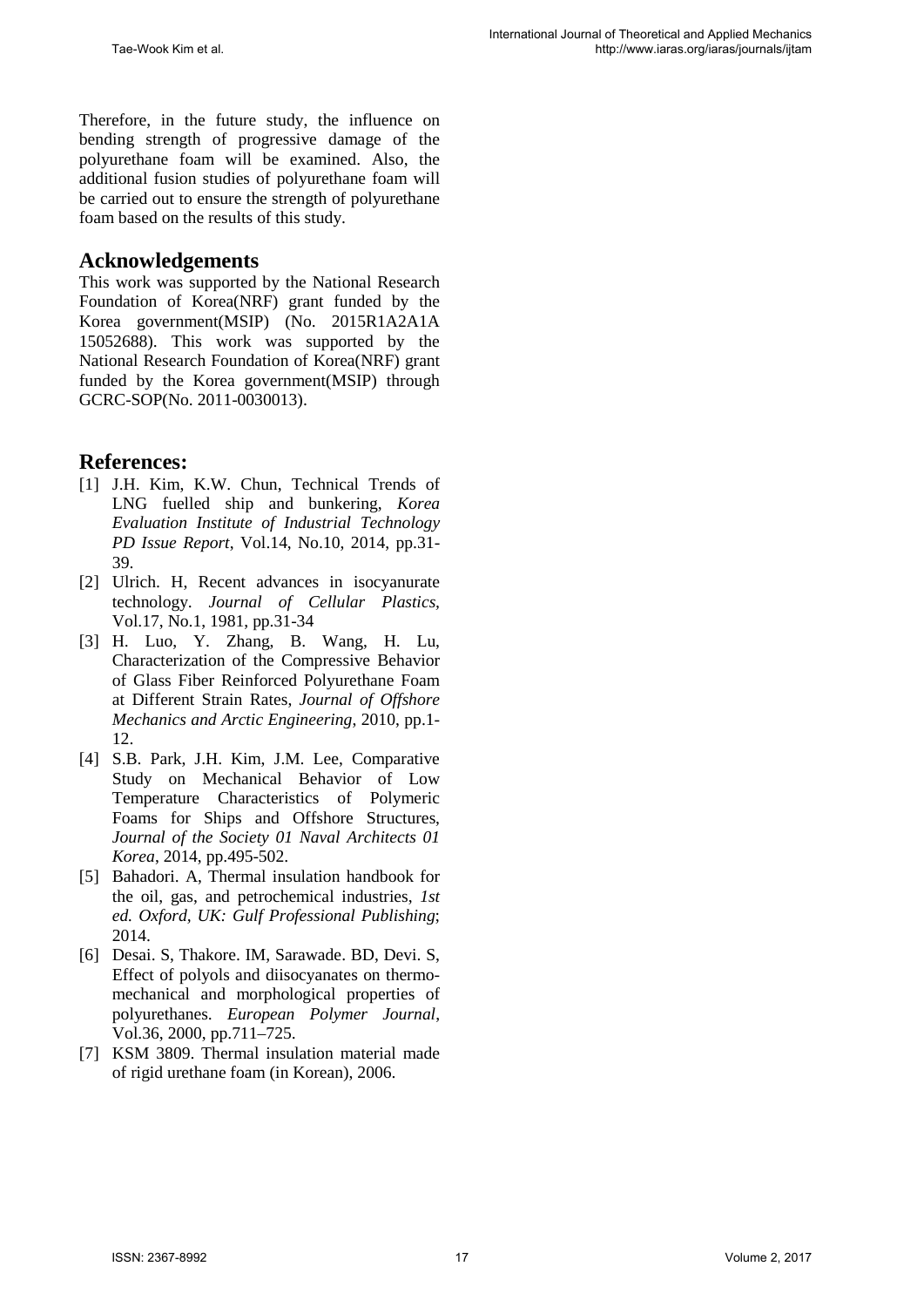Therefore, in the future study, the influence on bending strength of progressive damage of the polyurethane foam will be examined. Also, the additional fusion studies of polyurethane foam will be carried out to ensure the strength of polyurethane foam based on the results of this study.

## Acknowledgements

This work was supported by the National Research Foundation of Korea(NRF) grant funded by the Korea government(MSIP) (No. 2015R1A2A1A 15052688). This work was supported by the National Research Foundation of Korea(NRF) grant funded by the Korea government(MSIP) through GCRC-SOP(No. 2011-0030013).

## References:

[1] J.H. Kim, K.W. Chun, Technical Trends of LNG fuelled ship and bunkering, *Korea Evaluation Institute of Industrial Technology PD Issue Report*, Vol.14, No.10, 2014, pp.31-39.

[2] Ulrich. H, Recent advances in isocyanurate technology. *Journal of Cellular Plastics*, Vol.17, No.1, 1981, pp.31-34

[3] H. Luo, Y. Zhang, B. Wang, H. Lu, Characterization of the Compressive Behavior of Glass Fiber Reinforced Polyurethane Foam at Different Strain Rates, *Journal of Offshore Mechanics and Arctic Engineering*, 2010, pp.1-12.

[4] S.B. Park, J.H. Kim, J.M. Lee, Comparative Study on Mechanical Behavior of Low Temperature Characteristics of Polymeric Foams for Ships and Offshore Structures, *Journal of the Society 01 Naval Architects 01 Korea*, 2014, pp.495-502.

[5] Bahadori. A, Thermal insulation handbook for the oil, gas, and petrochemical industries, *1st ed. Oxford, UK: Gulf Professional Publishing*; 2014.

[6] Desai. S, Thakore. IM, Sarawade. BD, Devi. S, Effect of polyols and diisocyanates on thermo-mechanical and morphological properties of polyurethanes. *European Polymer Journal*, Vol.36, 2000, pp.711–725.

[7] KSM 3809. Thermal insulation material made of rigid urethane foam (in Korean), 2006.